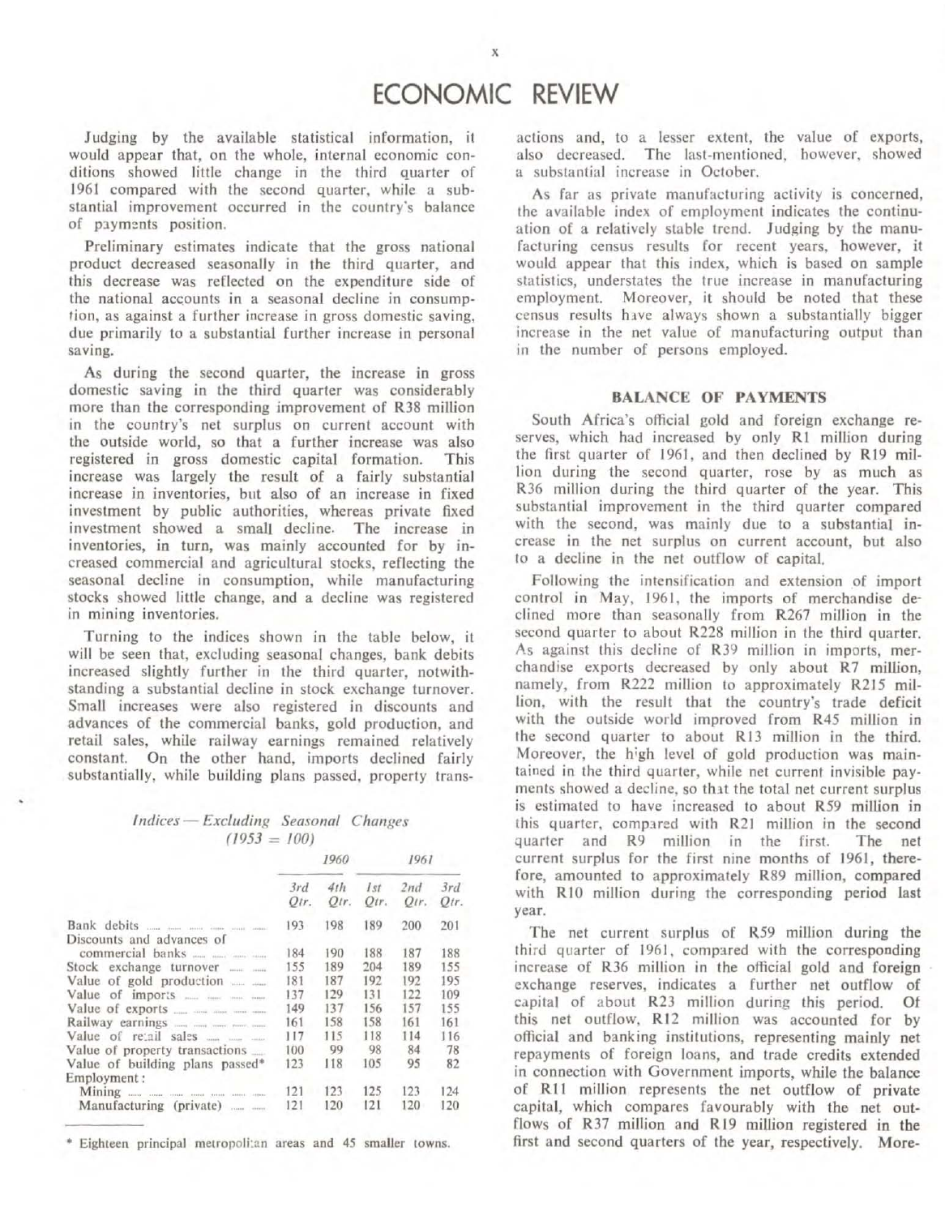# ECONOMIC REVIEW

Judging by the available statistical information, it would appear that, on the whole, internal economic conditions showed little change in the third quarter of 1961 compared with the second quarter, while a substantial improvement occurred in the country's balance of payments position.

Preliminary estimates indicate that the gross national product decreased seasonally in the third quarter, and this decrease was reflected on the expenditure side of the national accounts in a seasonal decline in consumption, as against a further increase in gross domestic saving, due primarily to a substantial further increase in personal saving.

As during the second quarter, the increase in gross domestic saving in the third quarter was considerably more than the corresponding improvement of R38 million in the country's net surplus on current account with the outside world, so that a further increase was also registered in gross domestic capital formation. This increase was largely the result of a fairly substantial increase in inventories, but also of an increase in fixed investment by public authorities, whereas private fixed investment showed a small decline. The increase in inventories, in turn, was mainly accounted for by increased commercial and agricultural stocks, reflecting the seasonal decline in consumption, while manufacturing stocks showed little change, and a decline was registered in mining inventories.

Turning to the indices shown in the table below, it will be seen that, excluding seasonal changes, bank debits increased slightly further in the third quarter, notwithstanding a substantial decline in stock exchange turnover. Small increases were also registered in discounts and advances of the commercial banks, gold production, and retail sales, while railway earnings remained relatively constant. On the other hand, imports declined fairly substantially, while building plans passed, property transactions and, to a lesser extent, the value of exports, also decreased. The last-mentioned, however, showed a substantial increase in October.

*Indices — Excluding Seasonal Changes*
*(1953 = 100)*

| | 1960 | | 1961 | | |
|---|---|---|---|---|---|
| | 3rd Qtr. | 4th Qtr. | 1st Qtr. | 2nd Qtr. | 3rd Qtr. |
| Bank debits | 193 | 198 | 189 | 200 | 201 |
| Discounts and advances of commercial banks | 184 | 190 | 188 | 187 | 188 |
| Stock exchange turnover | 155 | 189 | 204 | 189 | 155 |
| Value of gold production | 181 | 187 | 192 | 192 | 195 |
| Value of imports | 137 | 129 | 131 | 122 | 109 |
| Value of exports | 149 | 137 | 156 | 157 | 155 |
| Railway earnings | 161 | 158 | 158 | 161 | 161 |
| Value of retail sales | 117 | 115 | 118 | 114 | 116 |
| Value of property transactions | 100 | 99 | 98 | 84 | 78 |
| Value of building plans passed* | 123 | 118 | 105 | 95 | 82 |
| Employment: | | | | | |
| Mining | 121 | 123 | 125 | 123 | 124 |
| Manufacturing (private) | 121 | 120 | 121 | 120 | 120 |

\* Eighteen principal metropolitan areas and 45 smaller towns.

As far as private manufacturing activity is concerned, the available index of employment indicates the continuation of a relatively stable trend. Judging by the manufacturing census results for recent years, however, it would appear that this index, which is based on sample statistics, understates the true increase in manufacturing employment. Moreover, it should be noted that these census results have always shown a substantially bigger increase in the net value of manufacturing output than in the number of persons employed.

### BALANCE OF PAYMENTS

South Africa's official gold and foreign exchange reserves, which had increased by only R1 million during the first quarter of 1961, and then declined by R19 million during the second quarter, rose by as much as R36 million during the third quarter of the year. This substantial improvement in the third quarter compared with the second, was mainly due to a substantial increase in the net surplus on current account, but also to a decline in the net outflow of capital.

Following the intensification and extension of import control in May, 1961, the imports of merchandise declined more than seasonally from R267 million in the second quarter to about R228 million in the third quarter. As against this decline of R39 million in imports, merchandise exports decreased by only about R7 million, namely, from R222 million to approximately R215 million, with the result that the country's trade deficit with the outside world improved from R45 million in the second quarter to about R13 million in the third. Moreover, the high level of gold production was maintained in the third quarter, while net current invisible payments showed a decline, so that the total net current surplus is estimated to have increased to about R59 million in this quarter, compared with R21 million in the second quarter and R9 million in the first. The net current surplus for the first nine months of 1961, therefore, amounted to approximately R89 million, compared with R10 million during the corresponding period last year.

The net current surplus of R59 million during the third quarter of 1961, compared with the corresponding increase of R36 million in the official gold and foreign exchange reserves, indicates a further net outflow of capital of about R23 million during this period. Of this net outflow, R12 million was accounted for by official and banking institutions, representing mainly net repayments of foreign loans, and trade credits extended in connection with Government imports, while the balance of R11 million represents the net outflow of private capital, which compares favourably with the net outflows of R37 million and R19 million registered in the first and second quarters of the year, respectively. More-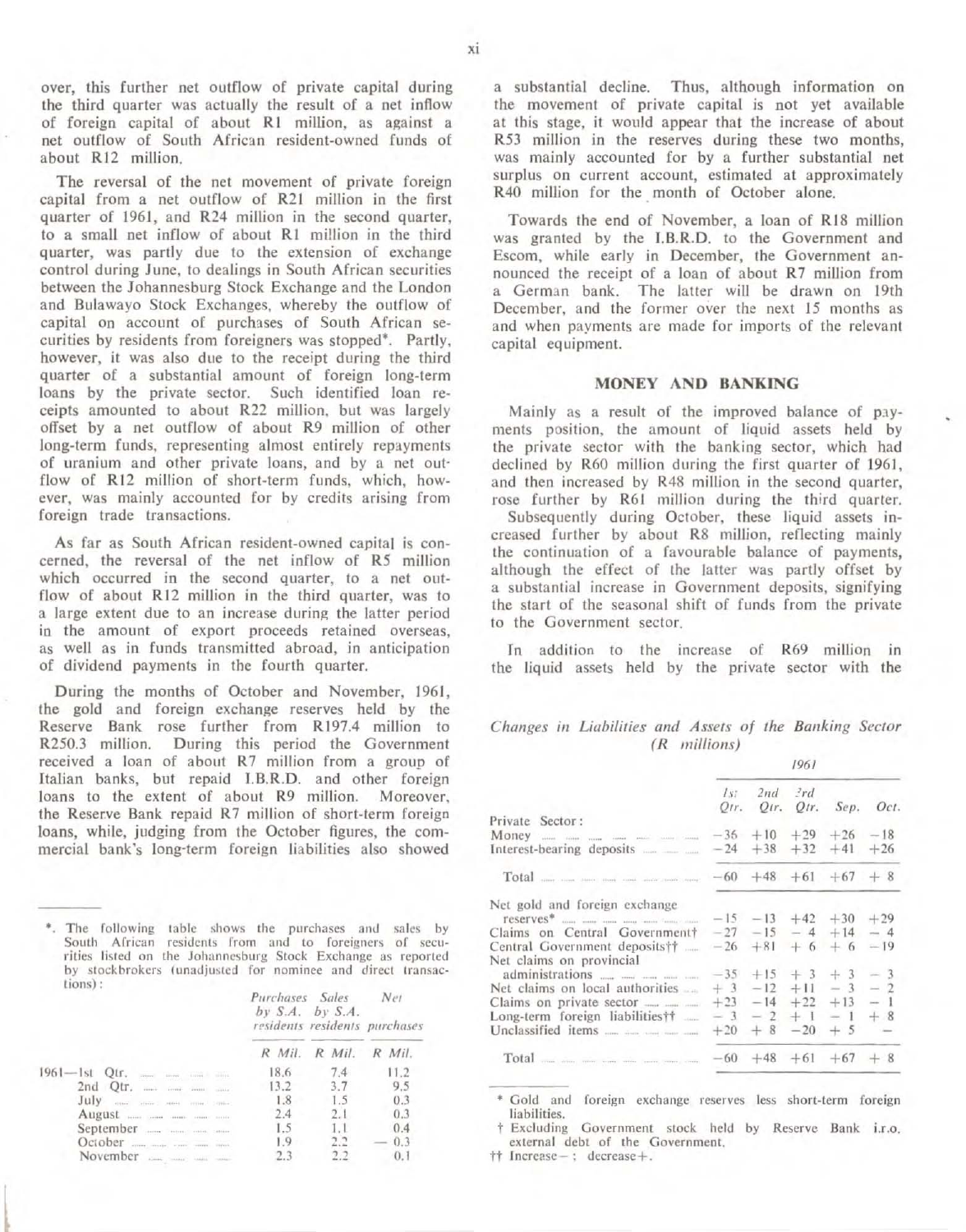over, this further net outflow of private capital during the third quarter was actually the result of a net inflow of foreign capital of about R1 million, as against a net outflow of South African resident-owned funds of about R12 million.

The reversal of the net movement of private foreign capital from a net outflow of R21 million in the first quarter of 1961, and R24 million in the second quarter, to a small net inflow of about R1 million in the third quarter, was partly due to the extension of exchange control during June, to dealings in South African securities between the Johannesburg Stock Exchange and the London and Bulawayo Stock Exchanges, whereby the outflow of capital on account of purchases of South African securities by residents from foreigners was stopped*. Partly, however, it was also due to the receipt during the third quarter of a substantial amount of foreign long-term loans by the private sector. Such identified loan receipts amounted to about R22 million, but was largely offset by a net outflow of about R9 million of other long-term funds, representing almost entirely repayments of uranium and other private loans, and by a net outflow of R12 million of short-term funds, which, however, was mainly accounted for by credits arising from foreign trade transactions.

As far as South African resident-owned capital is concerned, the reversal of the net inflow of R5 million which occurred in the second quarter, to a net outflow of about R12 million in the third quarter, was to a large extent due to an increase during the latter period in the amount of export proceeds retained overseas, as well as in funds transmitted abroad, in anticipation of dividend payments in the fourth quarter.

During the months of October and November, 1961, the gold and foreign exchange reserves held by the Reserve Bank rose further from R197.4 million to R250.3 million. During this period the Government received a loan of about R7 million from a group of Italian banks, but repaid I.B.R.D. and other foreign loans to the extent of about R9 million. Moreover, the Reserve Bank repaid R7 million of short-term foreign loans, while, judging from the October figures, the commercial bank's long-term foreign liabilities also showed a substantial decline. Thus, although information on the movement of private capital is not yet available at this stage, it would appear that the increase of about R53 million in the reserves during these two months, was mainly accounted for by a further substantial net surplus on current account, estimated at approximately R40 million for the month of October alone.

Towards the end of November, a loan of R18 million was granted by the I.B.R.D. to the Government and Escom, while early in December, the Government announced the receipt of a loan of about R7 million from a German bank. The latter will be drawn on 19th December, and the former over the next 15 months as and when payments are made for imports of the relevant capital equipment.

## MONEY AND BANKING

Mainly as a result of the improved balance of payments position, the amount of liquid assets held by the private sector with the banking sector, which had declined by R60 million during the first quarter of 1961, and then increased by R48 million in the second quarter, rose further by R61 million during the third quarter.

Subsequently during October, these liquid assets increased further by about R8 million, reflecting mainly the continuation of a favourable balance of payments, although the effect of the latter was partly offset by a substantial increase in Government deposits, signifying the start of the seasonal shift of funds from the private to the Government sector.

In addition to the increase of R69 million in the liquid assets held by the private sector with the

*Changes in Liabilities and Assets of the Banking Sector (R millions)*

| | 1961 | | | | |
|---|---|---|---|---|---|
| | 1st Qtr. | 2nd Qtr. | 3rd Qtr. | Sep. | Oct. |
| Private Sector: | | | | | |
| Money | −36 | +10 | +29 | +26 | −18 |
| Interest-bearing deposits | −24 | +38 | +32 | +41 | +26 |
| Total | −60 | +48 | +61 | +67 | + 8 |
| Net gold and foreign exchange reserves* | −15 | −13 | +42 | +30 | +29 |
| Claims on Central Government† | −27 | −15 | − 4 | +14 | − 4 |
| Central Government deposits†† | −26 | +81 | + 6 | + 6 | −19 |
| Net claims on provincial administrations | −35 | +15 | + 3 | + 3 | − 3 |
| Net claims on local authorities | + 3 | −12 | +11 | − 3 | − 2 |
| Claims on private sector | +23 | −14 | +22 | +13 | − 1 |
| Long-term foreign liabilities†† | − 3 | − 2 | + 1 | − 1 | + 8 |
| Unclassified items | +20 | + 8 | −20 | + 5 | — |
| Total | −60 | +48 | +61 | +67 | + 8 |

\* Gold and foreign exchange reserves less short-term foreign liabilities.

† Excluding Government stock held by Reserve Bank i.r.o. external debt of the Government.

†† Increase −; decrease +.

---

*. The following table shows the purchases and sales by South African residents from and to foreigners of securities listed on the Johannesburg Stock Exchange as reported by stockbrokers (unadjusted for nominee and direct transactions):

| | Purchases by S.A. residents | Sales by S.A. residents | Net purchases |
|---|---|---|---|
| | R Mil. | R Mil. | R Mil. |
| 1961—1st Qtr. | 18.6 | 7.4 | 11.2 |
| 2nd Qtr. | 13.2 | 3.7 | 9.5 |
| July | 1.8 | 1.5 | 0.3 |
| August | 2.4 | 2.1 | 0.3 |
| September | 1.5 | 1.1 | 0.4 |
| October | 1.9 | 2.2 | − 0.3 |
| November | 2.3 | 2.2 | 0.1 |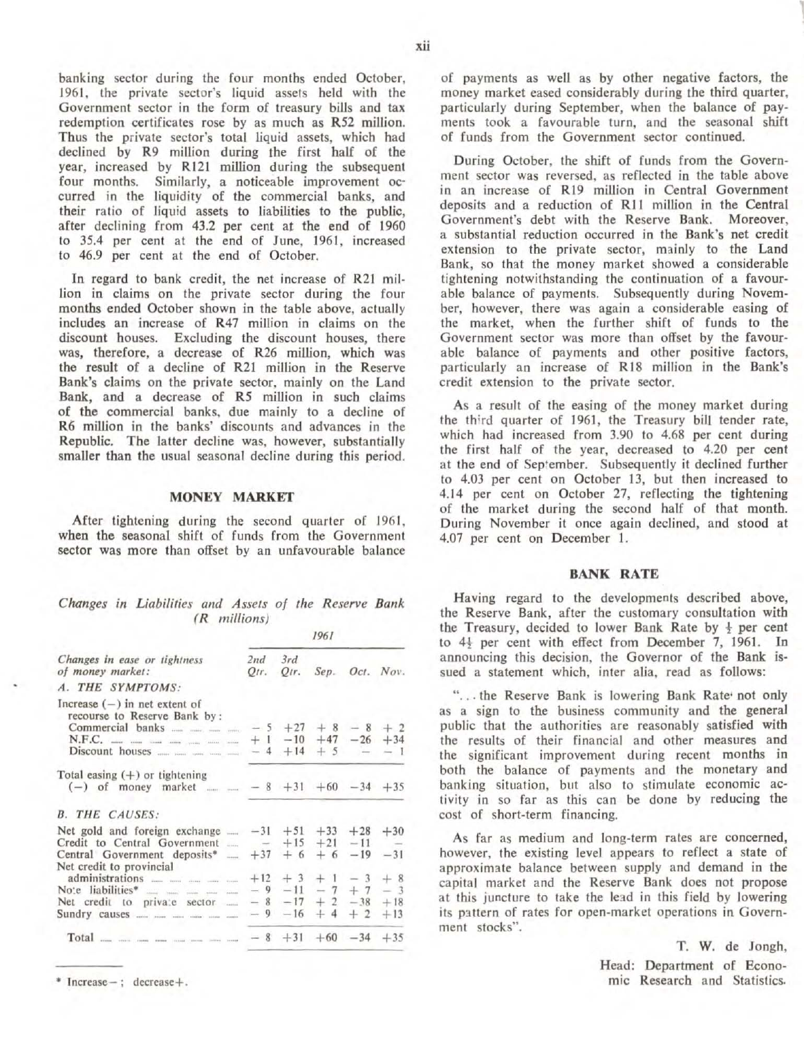banking sector during the four months ended October, 1961, the private sector's liquid assets held with the Government sector in the form of treasury bills and tax redemption certificates rose by as much as R52 million. Thus the private sector's total liquid assets, which had declined by R9 million during the first half of the year, increased by R121 million during the subsequent four months. Similarly, a noticeable improvement occurred in the liquidity of the commercial banks, and their ratio of liquid assets to liabilities to the public, after declining from 43.2 per cent at the end of 1960 to 35.4 per cent at the end of June, 1961, increased to 46.9 per cent at the end of October.

In regard to bank credit, the net increase of R21 million in claims on the private sector during the four months ended October shown in the table above, actually includes an increase of R47 million in claims on the discount houses. Excluding the discount houses, there was, therefore, a decrease of R26 million, which was the result of a decline of R21 million in the Reserve Bank's claims on the private sector, mainly on the Land Bank, and a decrease of R5 million in such claims of the commercial banks, due mainly to a decline of R6 million in the banks' discounts and advances in the Republic. The latter decline was, however, substantially smaller than the usual seasonal decline during this period.

## MONEY MARKET

After tightening during the second quarter of 1961, when the seasonal shift of funds from the Government sector was more than offset by an unfavourable balance of payments as well as by other negative factors, the money market eased considerably during the third quarter, particularly during September, when the balance of payments took a favourable turn, and the seasonal shift of funds from the Government sector continued.

During October, the shift of funds from the Government sector was reversed, as reflected in the table above in an increase of R19 million in Central Government deposits and a reduction of R11 million in the Central Government's debt with the Reserve Bank. Moreover, a substantial reduction occurred in the Bank's net credit extension to the private sector, mainly to the Land Bank, so that the money market showed a considerable tightening notwithstanding the continuation of a favourable balance of payments. Subsequently during November, however, there was again a considerable easing of the market, when the further shift of funds to the Government sector was more than offset by the favourable balance of payments and other positive factors, particularly an increase of R18 million in the Bank's credit extension to the private sector.

As a result of the easing of the money market during the third quarter of 1961, the Treasury bill tender rate, which had increased from 3.90 to 4.68 per cent during the first half of the year, decreased to 4.20 per cent at the end of September. Subsequently it declined further to 4.03 per cent on October 13, but then increased to 4.14 per cent on October 27, reflecting the tightening of the market during the second half of that month. During November it once again declined, and stood at 4.07 per cent on December 1.

*Changes in Liabilities and Assets of the Reserve Bank (R millions)*

| Changes in ease or tightness of money market: | 1961 2nd Qtr. | 3rd Qtr. | Sep. | Oct. | Nov. |
|---|---|---|---|---|---|
| *A. THE SYMPTOMS:* | | | | | |
| Increase (−) in net extent of recourse to Reserve Bank by: | | | | | |
| Commercial banks | −5 | +27 | +8 | −8 | +2 |
| N.F.C. | +1 | −10 | +47 | −26 | +34 |
| Discount houses | −4 | +14 | +5 | — | −1 |
| Total easing (+) or tightening (−) of money market | −8 | +31 | +60 | −34 | +35 |
| *B. THE CAUSES:* | | | | | |
| Net gold and foreign exchange | −31 | +51 | +33 | +28 | +30 |
| Credit to Central Government | — | +15 | +21 | −11 | — |
| Central Government deposits* | +37 | +6 | +6 | −19 | −31 |
| Net credit to provincial administrations | +12 | +3 | +1 | −3 | +8 |
| Note liabilities* | −9 | −11 | −7 | +7 | −3 |
| Net credit to private sector | −8 | −17 | +2 | −38 | +18 |
| Sundry causes | −9 | −16 | +4 | +2 | +13 |
| Total | −8 | +31 | +60 | −34 | +35 |

\* Increase −; decrease +.

## BANK RATE

Having regard to the developments described above, the Reserve Bank, after the customary consultation with the Treasury, decided to lower Bank Rate by ½ per cent to 4½ per cent with effect from December 7, 1961. In announcing this decision, the Governor of the Bank issued a statement which, inter alia, read as follows:

"... the Reserve Bank is lowering Bank Rate not only as a sign to the business community and the general public that the authorities are reasonably satisfied with the results of their financial and other measures and the significant improvement during recent months in both the balance of payments and the monetary and banking situation, but also to stimulate economic activity in so far as this can be done by reducing the cost of short-term financing.

As far as medium and long-term rates are concerned, however, the existing level appears to reflect a state of approximate balance between supply and demand in the capital market and the Reserve Bank does not propose at this juncture to take the lead in this field by lowering its pattern of rates for open-market operations in Government stocks".

T. W. de Jongh,
Head: Department of Economic Research and Statistics.